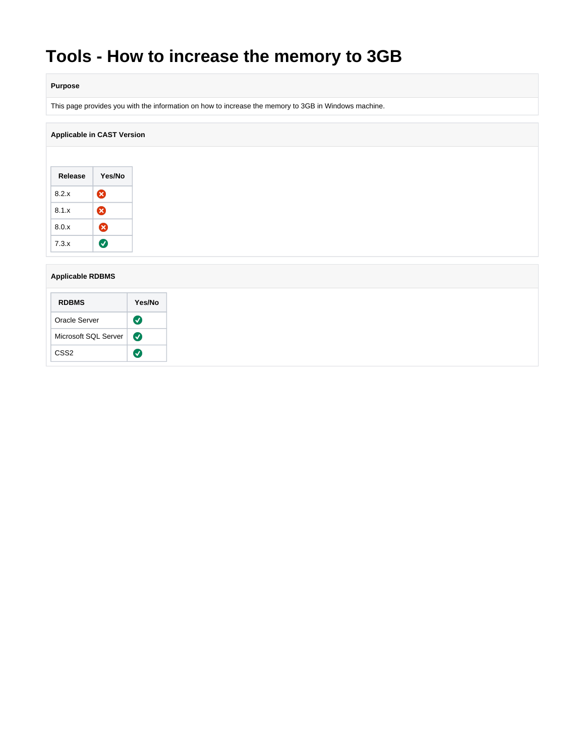# Tools - How to increase the memory to 3GB

**Purpose**

This page provides you with the information on how to increase the memory to 3GB in Windows machine.

**Applicable in CAST Version**

| Release | Yes/No |
|---|---|
| 8.2.x | ❌ |
| 8.1.x | ❌ |
| 8.0.x | ❌ |
| 7.3.x | ✅ |

**Applicable RDBMS**

| RDBMS | Yes/No |
|---|---|
| Oracle Server | ✅ |
| Microsoft SQL Server | ✅ |
| CSS2 | ✅ |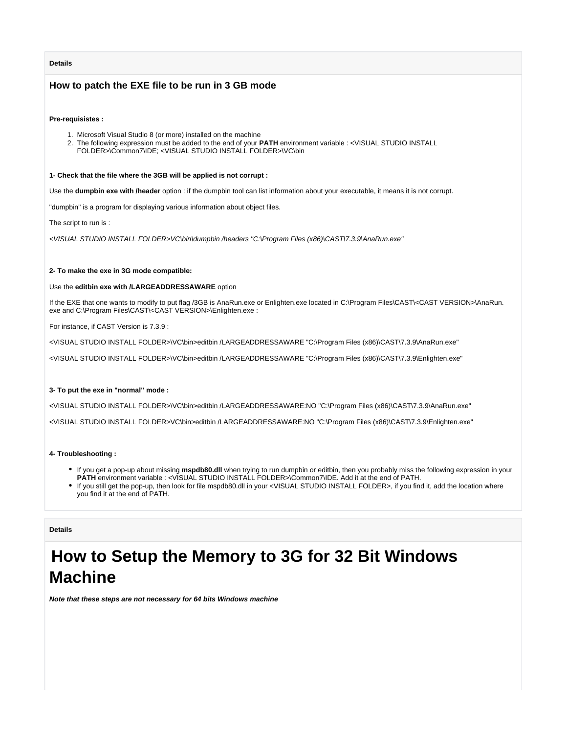**Details**

### How to patch the EXE file to be run in 3 GB mode

**Pre-requisistes :**

1. Microsoft Visual Studio 8 (or more) installed on the machine
2. The following expression must be added to the end of your **PATH** environment variable : <VISUAL STUDIO INSTALL FOLDER>\Common7\IDE; <VISUAL STUDIO INSTALL FOLDER>\VC\bin

**1- Check that the file where the 3GB will be applied is not corrupt :**

Use the **dumpbin exe with /header** option : if the dumpbin tool can list information about your executable, it means it is not corrupt.

"dumpbin" is a program for displaying various information about object files.

The script to run is :

*<VISUAL STUDIO INSTALL FOLDER>VC\bin\dumpbin /headers "C:\Program Files (x86)\CAST\7.3.9\AnaRun.exe"*

**2- To make the exe in 3G mode compatible:**

Use the **editbin exe with /LARGEADDRESSAWARE** option

If the EXE that one wants to modify to put flag /3GB is AnaRun.exe or Enlighten.exe located in C:\Program Files\CAST\<CAST VERSION>\AnaRun.exe and C:\Program Files\CAST\<CAST VERSION>\Enlighten.exe :

For instance, if CAST Version is 7.3.9 :

<VISUAL STUDIO INSTALL FOLDER>\VC\bin>editbin /LARGEADDRESSAWARE "C:\Program Files (x86)\CAST\7.3.9\AnaRun.exe"

<VISUAL STUDIO INSTALL FOLDER>\VC\bin>editbin /LARGEADDRESSAWARE "C:\Program Files (x86)\CAST\7.3.9\Enlighten.exe"

**3- To put the exe in "normal" mode :**

<VISUAL STUDIO INSTALL FOLDER>\VC\bin>editbin /LARGEADDRESSAWARE:NO "C:\Program Files (x86)\CAST\7.3.9\AnaRun.exe"

<VISUAL STUDIO INSTALL FOLDER>VC\bin>editbin /LARGEADDRESSAWARE:NO "C:\Program Files (x86)\CAST\7.3.9\Enlighten.exe"

**4- Troubleshooting :**

- If you get a pop-up about missing **mspdb80.dll** when trying to run dumpbin or editbin, then you probably miss the following expression in your **PATH** environment variable : <VISUAL STUDIO INSTALL FOLDER>\Common7\IDE. Add it at the end of PATH.
- If you still get the pop-up, then look for file mspdb80.dll in your <VISUAL STUDIO INSTALL FOLDER>, if you find it, add the location where you find it at the end of PATH.

**Details**

# How to Setup the Memory to 3G for 32 Bit Windows Machine

***Note that these steps are not necessary for 64 bits Windows machine***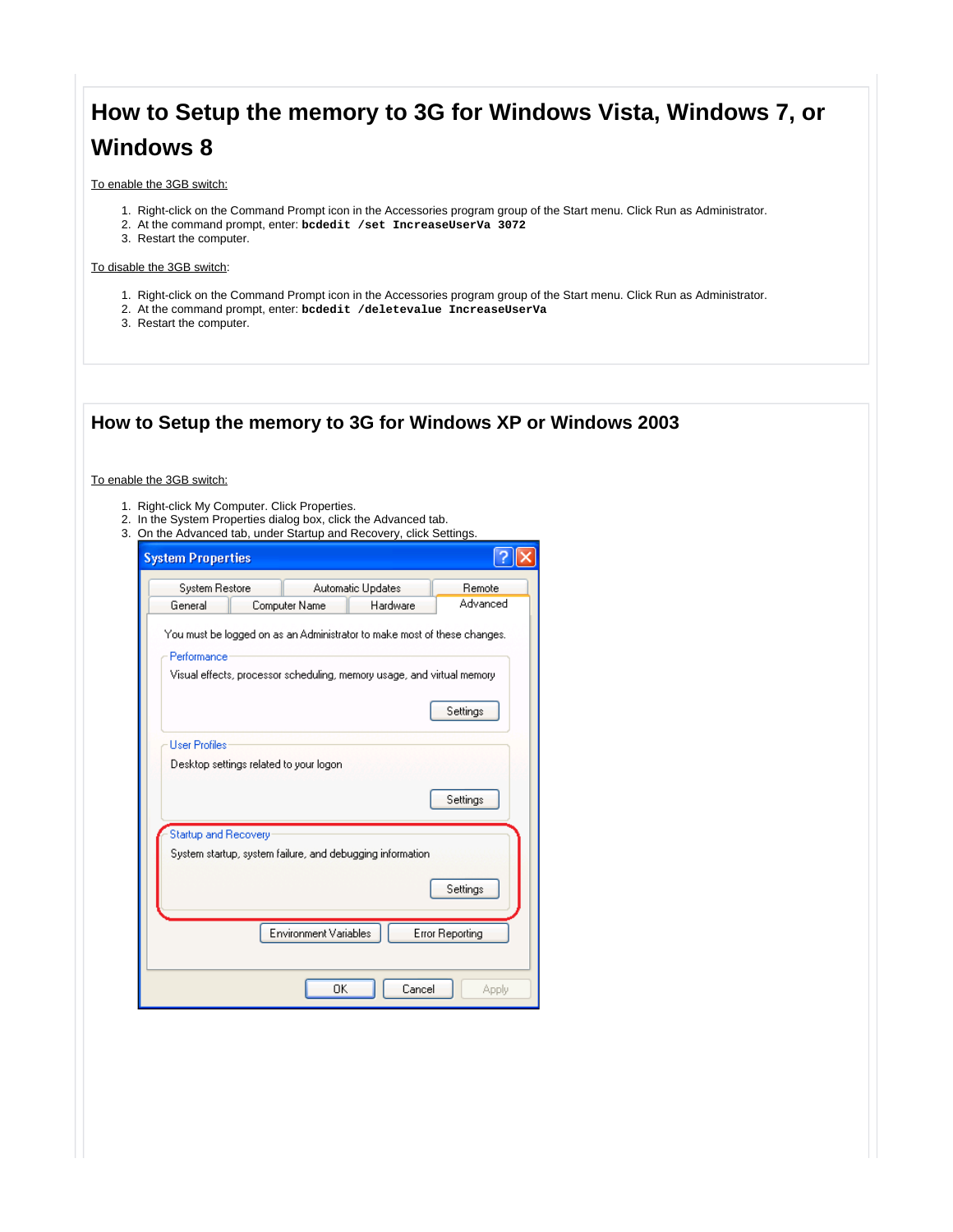## How to Setup the memory to 3G for Windows Vista, Windows 7, or Windows 8

To enable the 3GB switch:

1. Right-click on the Command Prompt icon in the Accessories program group of the Start menu. Click Run as Administrator.
2. At the command prompt, enter: **`bcdedit /set IncreaseUserVa 3072`**
3. Restart the computer.

To disable the 3GB switch:

1. Right-click on the Command Prompt icon in the Accessories program group of the Start menu. Click Run as Administrator.
2. At the command prompt, enter: **`bcdedit /deletevalue IncreaseUserVa`**
3. Restart the computer.

## How to Setup the memory to 3G for Windows XP or Windows 2003

To enable the 3GB switch:

1. Right-click My Computer. Click Properties.
2. In the System Properties dialog box, click the Advanced tab.
3. On the Advanced tab, under Startup and Recovery, click Settings.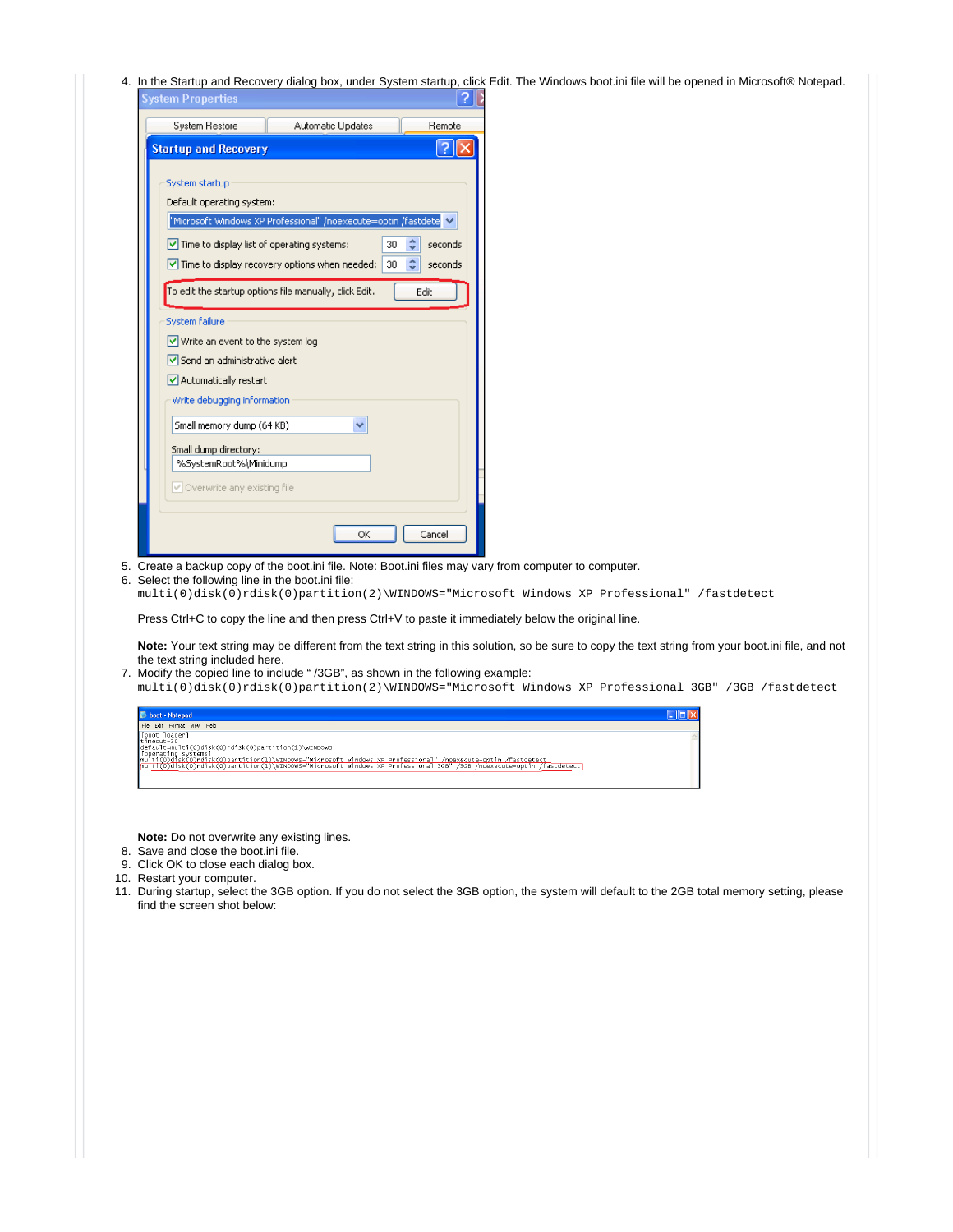4. In the Startup and Recovery dialog box, under System startup, click Edit. The Windows boot.ini file will be opened in Microsoft® Notepad.

5. Create a backup copy of the boot.ini file. Note: Boot.ini files may vary from computer to computer.
6. Select the following line in the boot.ini file:
   ```
   multi(0)disk(0)rdisk(0)partition(2)\WINDOWS="Microsoft Windows XP Professional" /fastdetect
   ```
   Press Ctrl+C to copy the line and then press Ctrl+V to paste it immediately below the original line.

   **Note:** Your text string may be different from the text string in this solution, so be sure to copy the text string from your boot.ini file, and not the text string included here.
7. Modify the copied line to include " /3GB", as shown in the following example:
   ```
   multi(0)disk(0)rdisk(0)partition(2)\WINDOWS="Microsoft Windows XP Professional 3GB" /3GB /fastdetect
   ```

   **Note:** Do not overwrite any existing lines.
8. Save and close the boot.ini file.
9. Click OK to close each dialog box.
10. Restart your computer.
11. During startup, select the 3GB option. If you do not select the 3GB option, the system will default to the 2GB total memory setting, please find the screen shot below: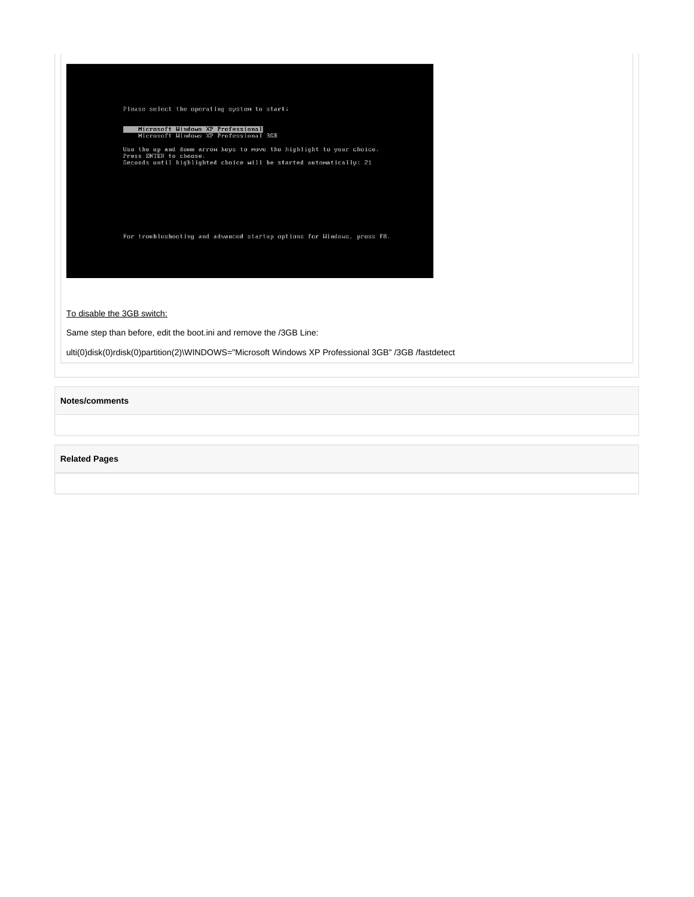```
Please select the operating system to start:

    Microsoft Windows XP Professional
    Microsoft Windows XP Professional 3GB

Use the up and down arrow keys to move the highlight to your choice.
Press ENTER to choose.
Seconds until highlighted choice will be started automatically: 21

For troubleshooting and advanced startup options for Windows, press F8.
```

To disable the 3GB switch:

Same step than before, edit the boot.ini and remove the /3GB Line:

ulti(0)disk(0)rdisk(0)partition(2)\WINDOWS="Microsoft Windows XP Professional 3GB" /3GB /fastdetect

**Notes/comments**

**Related Pages**